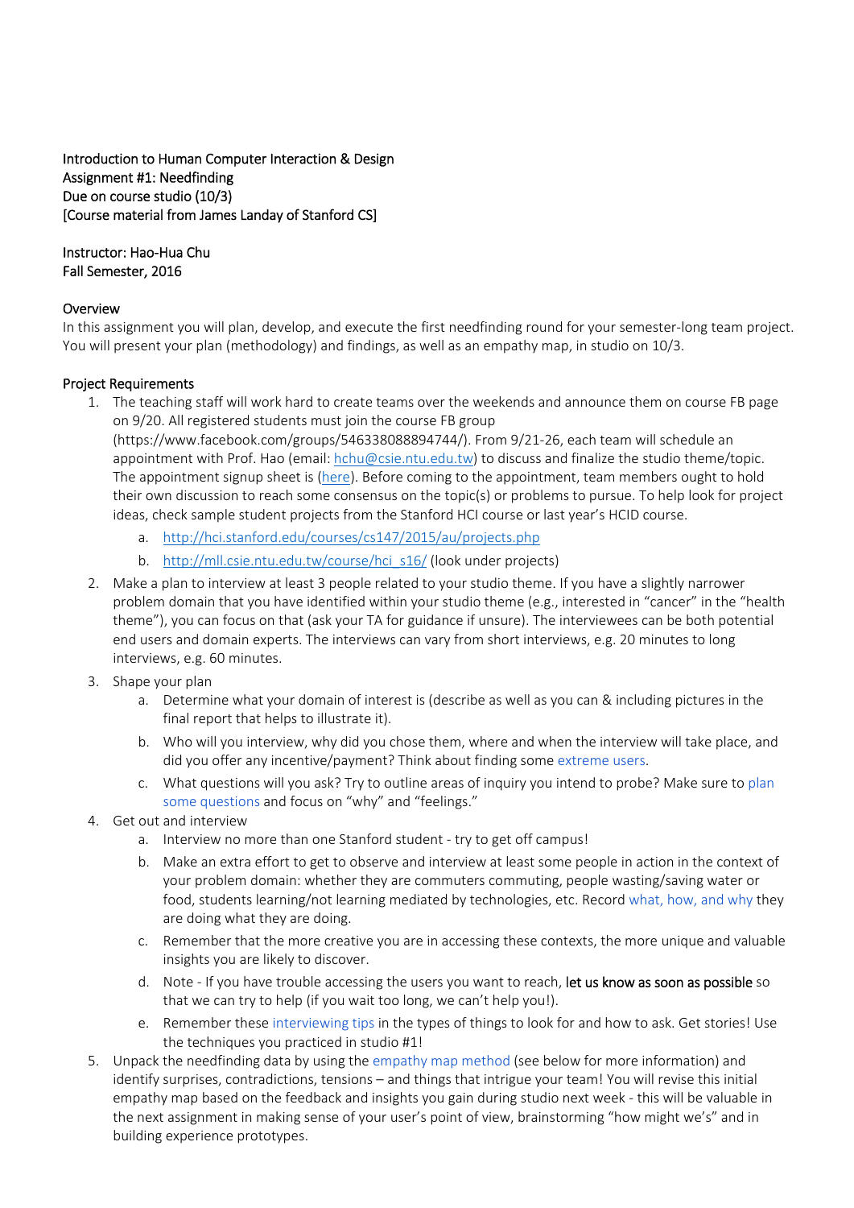Introduction to Human Computer Interaction & Design
Assignment #1: Needfinding
Due on course studio (10/3)
[Course material from James Landay of Stanford CS]

Instructor: Hao-Hua Chu
Fall Semester, 2016

## Overview

In this assignment you will plan, develop, and execute the first needfinding round for your semester-long team project. You will present your plan (methodology) and findings, as well as an empathy map, in studio on 10/3.

## Project Requirements

1. The teaching staff will work hard to create teams over the weekends and announce them on course FB page on 9/20. All registered students must join the course FB group (https://www.facebook.com/groups/546338088894744/). From 9/21-26, each team will schedule an appointment with Prof. Hao (email: hchu@csie.ntu.edu.tw) to discuss and finalize the studio theme/topic. The appointment signup sheet is (here). Before coming to the appointment, team members ought to hold their own discussion to reach some consensus on the topic(s) or problems to pursue. To help look for project ideas, check sample student projects from the Stanford HCI course or last year's HCID course.
    a. http://hci.stanford.edu/courses/cs147/2015/au/projects.php
    b. http://mll.csie.ntu.edu.tw/course/hci_s16/ (look under projects)
2. Make a plan to interview at least 3 people related to your studio theme. If you have a slightly narrower problem domain that you have identified within your studio theme (e.g., interested in "cancer" in the "health theme"), you can focus on that (ask your TA for guidance if unsure). The interviewees can be both potential end users and domain experts. The interviews can vary from short interviews, e.g. 20 minutes to long interviews, e.g. 60 minutes.
3. Shape your plan
    a. Determine what your domain of interest is (describe as well as you can & including pictures in the final report that helps to illustrate it).
    b. Who will you interview, why did you chose them, where and when the interview will take place, and did you offer any incentive/payment? Think about finding some extreme users.
    c. What questions will you ask? Try to outline areas of inquiry you intend to probe? Make sure to plan some questions and focus on "why" and "feelings."
4. Get out and interview
    a. Interview no more than one Stanford student - try to get off campus!
    b. Make an extra effort to get to observe and interview at least some people in action in the context of your problem domain: whether they are commuters commuting, people wasting/saving water or food, students learning/not learning mediated by technologies, etc. Record what, how, and why they are doing what they are doing.
    c. Remember that the more creative you are in accessing these contexts, the more unique and valuable insights you are likely to discover.
    d. Note - If you have trouble accessing the users you want to reach, **let us know as soon as possible** so that we can try to help (if you wait too long, we can't help you!).
    e. Remember these interviewing tips in the types of things to look for and how to ask. Get stories! Use the techniques you practiced in studio #1!
5. Unpack the needfinding data by using the empathy map method (see below for more information) and identify surprises, contradictions, tensions – and things that intrigue your team! You will revise this initial empathy map based on the feedback and insights you gain during studio next week - this will be valuable in the next assignment in making sense of your user's point of view, brainstorming "how might we's" and in building experience prototypes.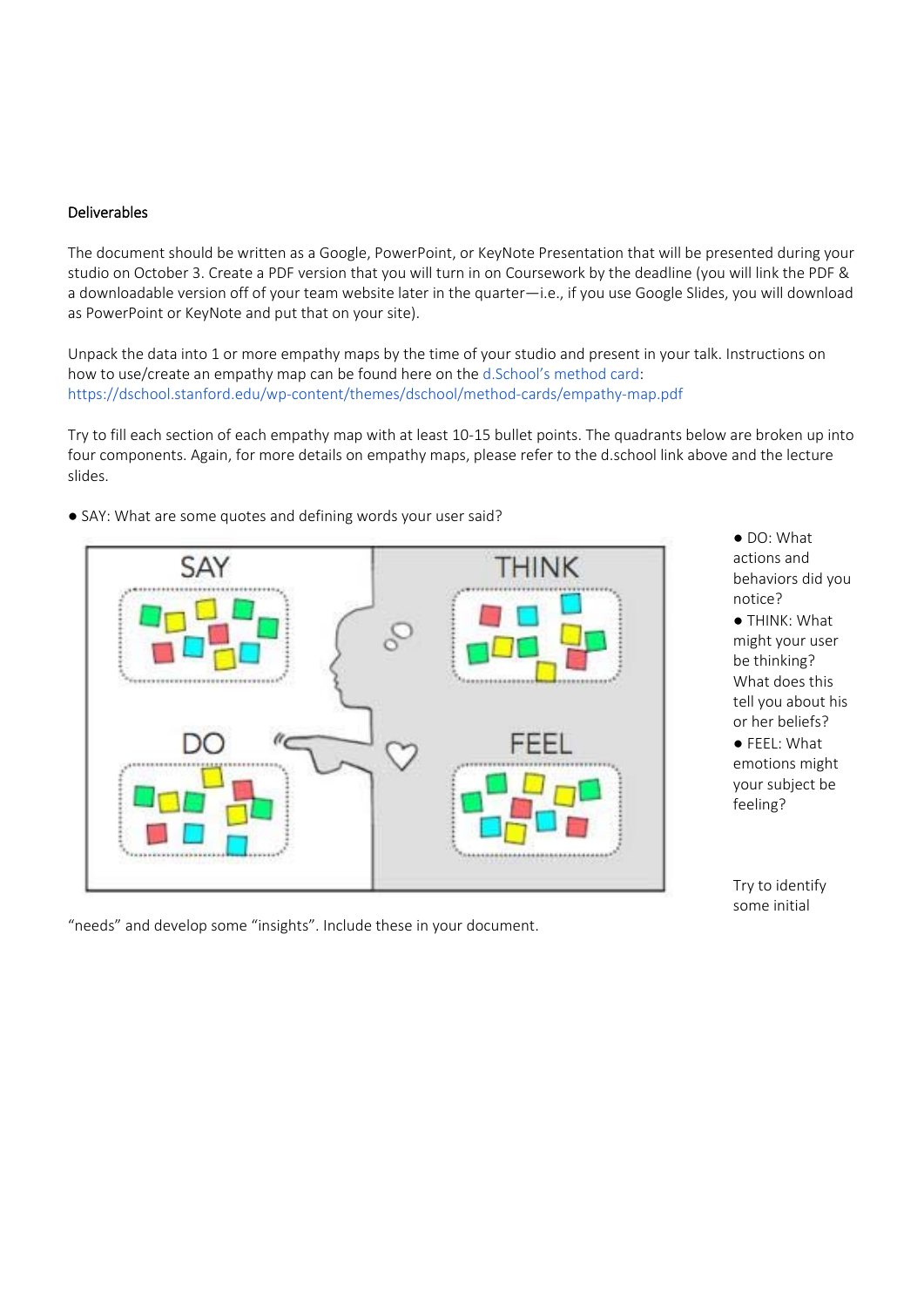Deliverables

The document should be written as a Google, PowerPoint, or KeyNote Presentation that will be presented during your studio on October 3. Create a PDF version that you will turn in on Coursework by the deadline (you will link the PDF & a downloadable version off of your team website later in the quarter—i.e., if you use Google Slides, you will download as PowerPoint or KeyNote and put that on your site).

Unpack the data into 1 or more empathy maps by the time of your studio and present in your talk. Instructions on how to use/create an empathy map can be found here on the d.School's method card: https://dschool.stanford.edu/wp-content/themes/dschool/method-cards/empathy-map.pdf

Try to fill each section of each empathy map with at least 10-15 bullet points. The quadrants below are broken up into four components. Again, for more details on empathy maps, please refer to the d.school link above and the lecture slides.

- SAY: What are some quotes and defining words your user said?
- DO: What actions and behaviors did you notice?
- THINK: What might your user be thinking? What does this tell you about his or her beliefs?
- FEEL: What emotions might your subject be feeling?

Try to identify some initial "needs" and develop some "insights". Include these in your document.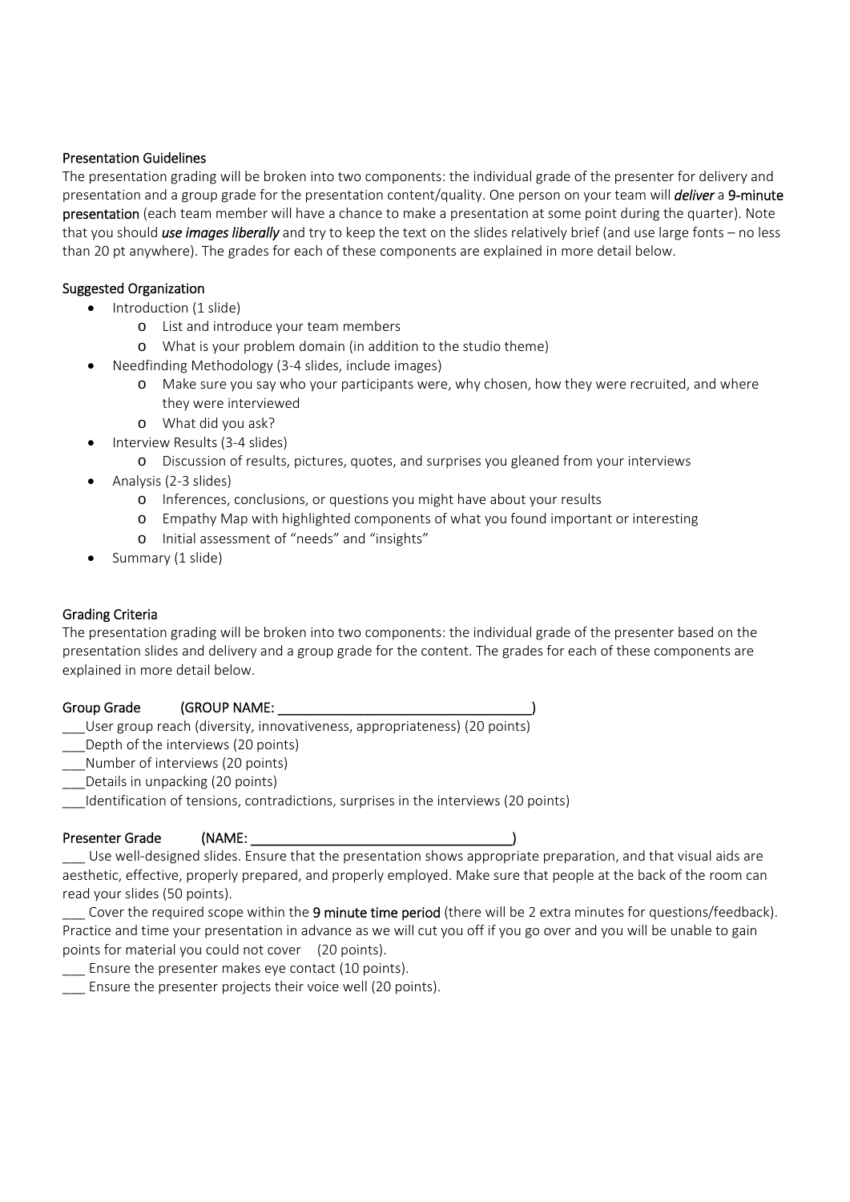## Presentation Guidelines

The presentation grading will be broken into two components: the individual grade of the presenter for delivery and presentation and a group grade for the presentation content/quality. One person on your team will ***deliver*** a **9-minute presentation** (each team member will have a chance to make a presentation at some point during the quarter). Note that you should ***use images liberally*** and try to keep the text on the slides relatively brief (and use large fonts – no less than 20 pt anywhere). The grades for each of these components are explained in more detail below.

## Suggested Organization

- Introduction (1 slide)
  - List and introduce your team members
  - What is your problem domain (in addition to the studio theme)
- Needfinding Methodology (3-4 slides, include images)
  - Make sure you say who your participants were, why chosen, how they were recruited, and where they were interviewed
  - What did you ask?
- Interview Results (3-4 slides)
  - Discussion of results, pictures, quotes, and surprises you gleaned from your interviews
- Analysis (2-3 slides)
  - Inferences, conclusions, or questions you might have about your results
  - Empathy Map with highlighted components of what you found important or interesting
  - Initial assessment of "needs" and "insights"
- Summary (1 slide)

## Grading Criteria

The presentation grading will be broken into two components: the individual grade of the presenter based on the presentation slides and delivery and a group grade for the content. The grades for each of these components are explained in more detail below.

### Group Grade (GROUP NAME: ______________________________)

___User group reach (diversity, innovativeness, appropriateness) (20 points)

___Depth of the interviews (20 points)

___Number of interviews (20 points)

___Details in unpacking (20 points)

___Identification of tensions, contradictions, surprises in the interviews (20 points)

### Presenter Grade (NAME: ______________________________)

___ Use well-designed slides. Ensure that the presentation shows appropriate preparation, and that visual aids are aesthetic, effective, properly prepared, and properly employed. Make sure that people at the back of the room can read your slides (50 points).

___ Cover the required scope within the **9 minute time period** (there will be 2 extra minutes for questions/feedback). Practice and time your presentation in advance as we will cut you off if you go over and you will be unable to gain points for material you could not cover (20 points).

___ Ensure the presenter makes eye contact (10 points).

___ Ensure the presenter projects their voice well (20 points).